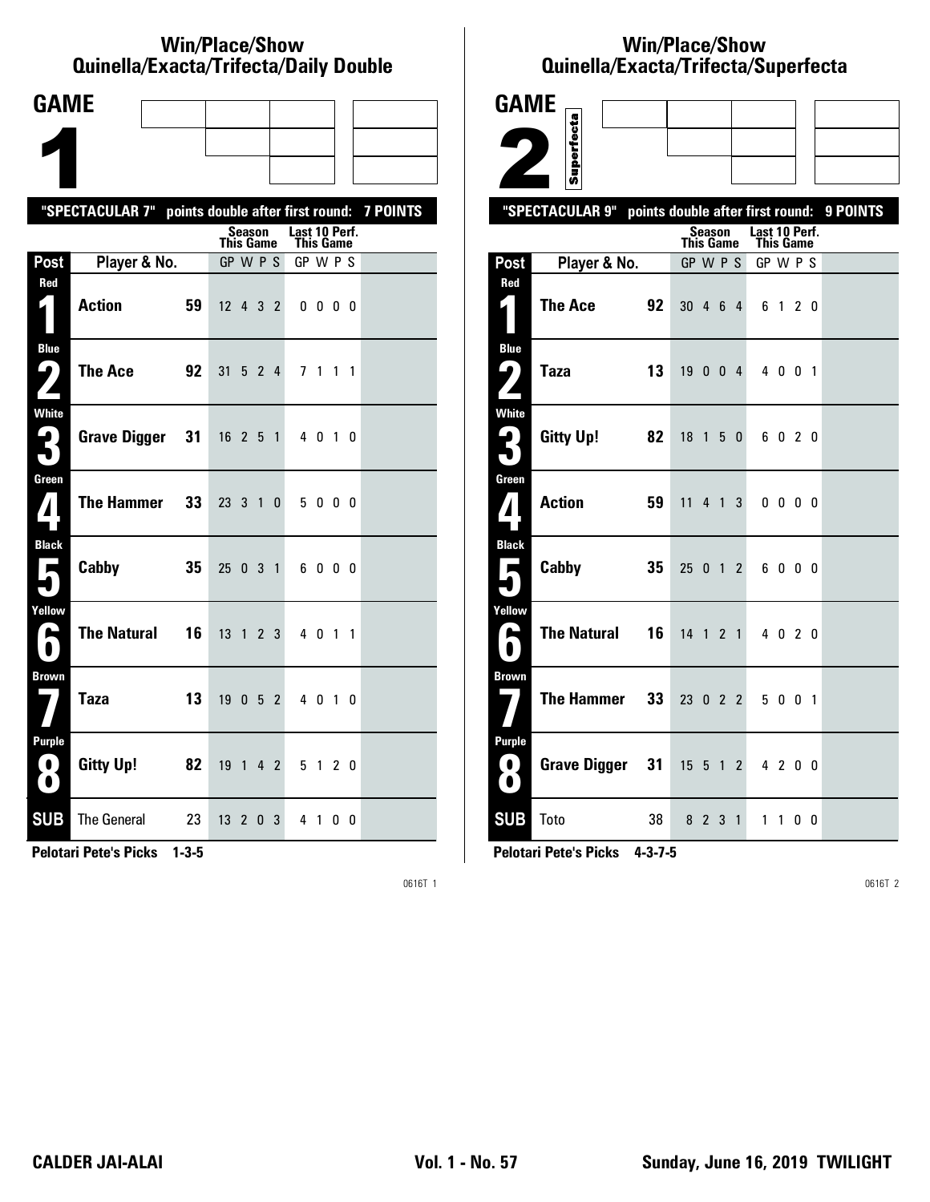## Win/Place/Show
## Quinella/Exacta/Trifecta/Daily Double

# GAME 1

**"SPECTACULAR 7" points double after first round: 7 POINTS**

| Post | Player & No. | | Season This Game GP | W | P | S | Last 10 Perf. This Game GP | W | P | S |
|---|---|---|---|---|---|---|---|---|---|---|
| Red 1 | **Action** | 59 | 12 | 4 | 3 | 2 | 0 | 0 | 0 | 0 |
| Blue 2 | **The Ace** | 92 | 31 | 5 | 2 | 4 | 7 | 1 | 1 | 1 |
| White 3 | **Grave Digger** | 31 | 16 | 2 | 5 | 1 | 4 | 0 | 1 | 0 |
| Green 4 | **The Hammer** | 33 | 23 | 3 | 1 | 0 | 5 | 0 | 0 | 0 |
| Black 5 | **Cabby** | 35 | 25 | 0 | 3 | 1 | 6 | 0 | 0 | 0 |
| Yellow 6 | **The Natural** | 16 | 13 | 1 | 2 | 3 | 4 | 0 | 1 | 1 |
| Brown 7 | **Taza** | 13 | 19 | 0 | 5 | 2 | 4 | 0 | 1 | 0 |
| Purple 8 | **Gitty Up!** | 82 | 19 | 1 | 4 | 2 | 5 | 1 | 2 | 0 |
| SUB | The General | 23 | 13 | 2 | 0 | 3 | 4 | 1 | 0 | 0 |

**Pelotari Pete's Picks 1-3-5**

0616T 1

## Win/Place/Show
## Quinella/Exacta/Trifecta/Superfecta

# GAME 2 Superfecta

**"SPECTACULAR 9" points double after first round: 9 POINTS**

| Post | Player & No. | | Season This Game GP | W | P | S | Last 10 Perf. This Game GP | W | P | S |
|---|---|---|---|---|---|---|---|---|---|---|
| Red 1 | **The Ace** | 92 | 30 | 4 | 6 | 4 | 6 | 1 | 2 | 0 |
| Blue 2 | **Taza** | 13 | 19 | 0 | 0 | 4 | 4 | 0 | 0 | 1 |
| White 3 | **Gitty Up!** | 82 | 18 | 1 | 5 | 0 | 6 | 0 | 2 | 0 |
| Green 4 | **Action** | 59 | 11 | 4 | 1 | 3 | 0 | 0 | 0 | 0 |
| Black 5 | **Cabby** | 35 | 25 | 0 | 1 | 2 | 6 | 0 | 0 | 0 |
| Yellow 6 | **The Natural** | 16 | 14 | 1 | 2 | 1 | 4 | 0 | 2 | 0 |
| Brown 7 | **The Hammer** | 33 | 23 | 0 | 2 | 2 | 5 | 0 | 0 | 1 |
| Purple 8 | **Grave Digger** | 31 | 15 | 5 | 1 | 2 | 4 | 2 | 0 | 0 |
| SUB | Toto | 38 | 8 | 2 | 3 | 1 | 1 | 1 | 0 | 0 |

**Pelotari Pete's Picks 4-3-7-5**

0616T 2

**CALDER JAI-ALAI** Vol. 1 - No. 57 **Sunday, June 16, 2019 TWILIGHT**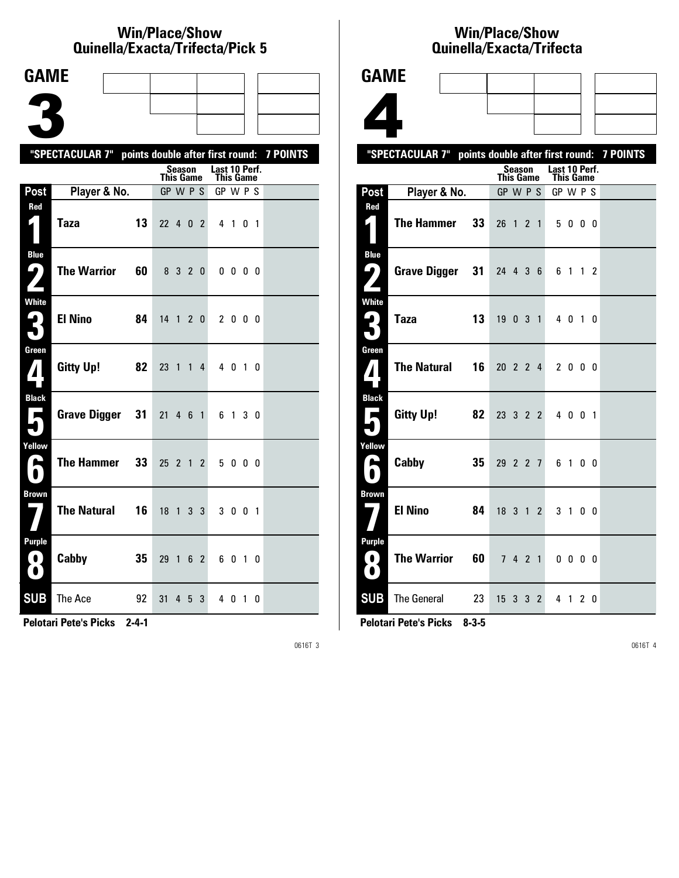# Win/Place/Show Quinella/Exacta/Trifecta/Pick 5

## GAME 3

"SPECTACULAR 7" points double after first round: 7 POINTS

| Post | Player & No. | | Season This Game GP | W | P | S | Last 10 Perf. This Game GP | W | P | S |
|---|---|---|---|---|---|---|---|---|---|---|
| Red 1 | Taza | 13 | 22 | 4 | 0 | 2 | 4 | 1 | 0 | 1 |
| Blue 2 | The Warrior | 60 | 8 | 3 | 2 | 0 | 0 | 0 | 0 | 0 |
| White 3 | El Nino | 84 | 14 | 1 | 2 | 0 | 2 | 0 | 0 | 0 |
| Green 4 | Gitty Up! | 82 | 23 | 1 | 1 | 4 | 4 | 0 | 1 | 0 |
| Black 5 | Grave Digger | 31 | 21 | 4 | 6 | 1 | 6 | 1 | 3 | 0 |
| Yellow 6 | The Hammer | 33 | 25 | 2 | 1 | 2 | 5 | 0 | 0 | 0 |
| Brown 7 | The Natural | 16 | 18 | 1 | 3 | 3 | 3 | 0 | 0 | 1 |
| Purple 8 | Cabby | 35 | 29 | 1 | 6 | 2 | 6 | 0 | 1 | 0 |
| SUB | The Ace | 92 | 31 | 4 | 5 | 3 | 4 | 0 | 1 | 0 |

**Pelotari Pete's Picks 2-4-1**

0616T 3

# Win/Place/Show Quinella/Exacta/Trifecta

## GAME 4

"SPECTACULAR 7" points double after first round: 7 POINTS

| Post | Player & No. | | Season This Game GP | W | P | S | Last 10 Perf. This Game GP | W | P | S |
|---|---|---|---|---|---|---|---|---|---|---|
| Red 1 | The Hammer | 33 | 26 | 1 | 2 | 1 | 5 | 0 | 0 | 0 |
| Blue 2 | Grave Digger | 31 | 24 | 4 | 3 | 6 | 6 | 1 | 1 | 2 |
| White 3 | Taza | 13 | 19 | 0 | 3 | 1 | 4 | 0 | 1 | 0 |
| Green 4 | The Natural | 16 | 20 | 2 | 2 | 4 | 2 | 0 | 0 | 0 |
| Black 5 | Gitty Up! | 82 | 23 | 3 | 2 | 2 | 4 | 0 | 0 | 1 |
| Yellow 6 | Cabby | 35 | 29 | 2 | 2 | 7 | 6 | 1 | 0 | 0 |
| Brown 7 | El Nino | 84 | 18 | 3 | 1 | 2 | 3 | 1 | 0 | 0 |
| Purple 8 | The Warrior | 60 | 7 | 4 | 2 | 1 | 0 | 0 | 0 | 0 |
| SUB | The General | 23 | 15 | 3 | 3 | 2 | 4 | 1 | 2 | 0 |

**Pelotari Pete's Picks 8-3-5**

0616T 4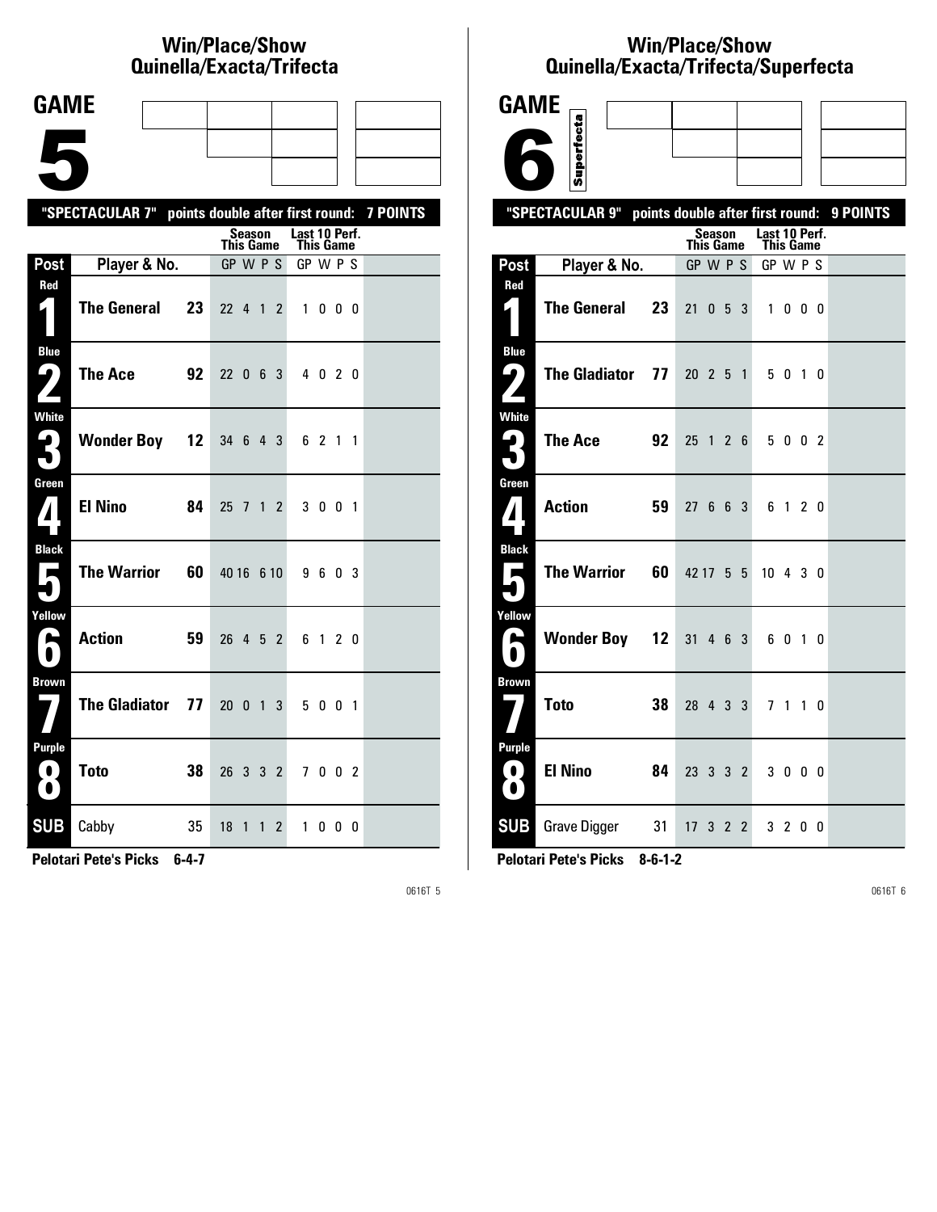## Win/Place/Show
## Quinella/Exacta/Trifecta

# GAME 5

**"SPECTACULAR 7" points double after first round: 7 POINTS**

| Post | Player & No. | | Season This Game GP | W | P | S | Last 10 Perf. This Game GP | W | P | S |
|---|---|---|---|---|---|---|---|---|---|---|
| Red 1 | The General | 23 | 22 | 4 | 1 | 2 | 1 | 0 | 0 | 0 |
| Blue 2 | The Ace | 92 | 22 | 0 | 6 | 3 | 4 | 0 | 2 | 0 |
| White 3 | Wonder Boy | 12 | 34 | 6 | 4 | 3 | 6 | 2 | 1 | 1 |
| Green 4 | El Nino | 84 | 25 | 7 | 1 | 2 | 3 | 0 | 0 | 1 |
| Black 5 | The Warrior | 60 | 40 | 16 | 6 | 10 | 9 | 6 | 0 | 3 |
| Yellow 6 | Action | 59 | 26 | 4 | 5 | 2 | 6 | 1 | 2 | 0 |
| Brown 7 | The Gladiator | 77 | 20 | 0 | 1 | 3 | 5 | 0 | 0 | 1 |
| Purple 8 | Toto | 38 | 26 | 3 | 3 | 2 | 7 | 0 | 0 | 2 |
| SUB | Cabby | 35 | 18 | 1 | 1 | 2 | 1 | 0 | 0 | 0 |

**Pelotari Pete's Picks 6-4-7**

0616T 5

## Win/Place/Show
## Quinella/Exacta/Trifecta/Superfecta

# GAME 6

Superfecta

**"SPECTACULAR 9" points double after first round: 9 POINTS**

| Post | Player & No. | | Season This Game GP | W | P | S | Last 10 Perf. This Game GP | W | P | S |
|---|---|---|---|---|---|---|---|---|---|---|
| Red 1 | The General | 23 | 21 | 0 | 5 | 3 | 1 | 0 | 0 | 0 |
| Blue 2 | The Gladiator | 77 | 20 | 2 | 5 | 1 | 5 | 0 | 1 | 0 |
| White 3 | The Ace | 92 | 25 | 1 | 2 | 6 | 5 | 0 | 0 | 2 |
| Green 4 | Action | 59 | 27 | 6 | 6 | 3 | 6 | 1 | 2 | 0 |
| Black 5 | The Warrior | 60 | 42 | 17 | 5 | 5 | 10 | 4 | 3 | 0 |
| Yellow 6 | Wonder Boy | 12 | 31 | 4 | 6 | 3 | 6 | 0 | 1 | 0 |
| Brown 7 | Toto | 38 | 28 | 4 | 3 | 3 | 7 | 1 | 1 | 0 |
| Purple 8 | El Nino | 84 | 23 | 3 | 3 | 2 | 3 | 0 | 0 | 0 |
| SUB | Grave Digger | 31 | 17 | 3 | 2 | 2 | 3 | 2 | 0 | 0 |

**Pelotari Pete's Picks 8-6-1-2**

0616T 6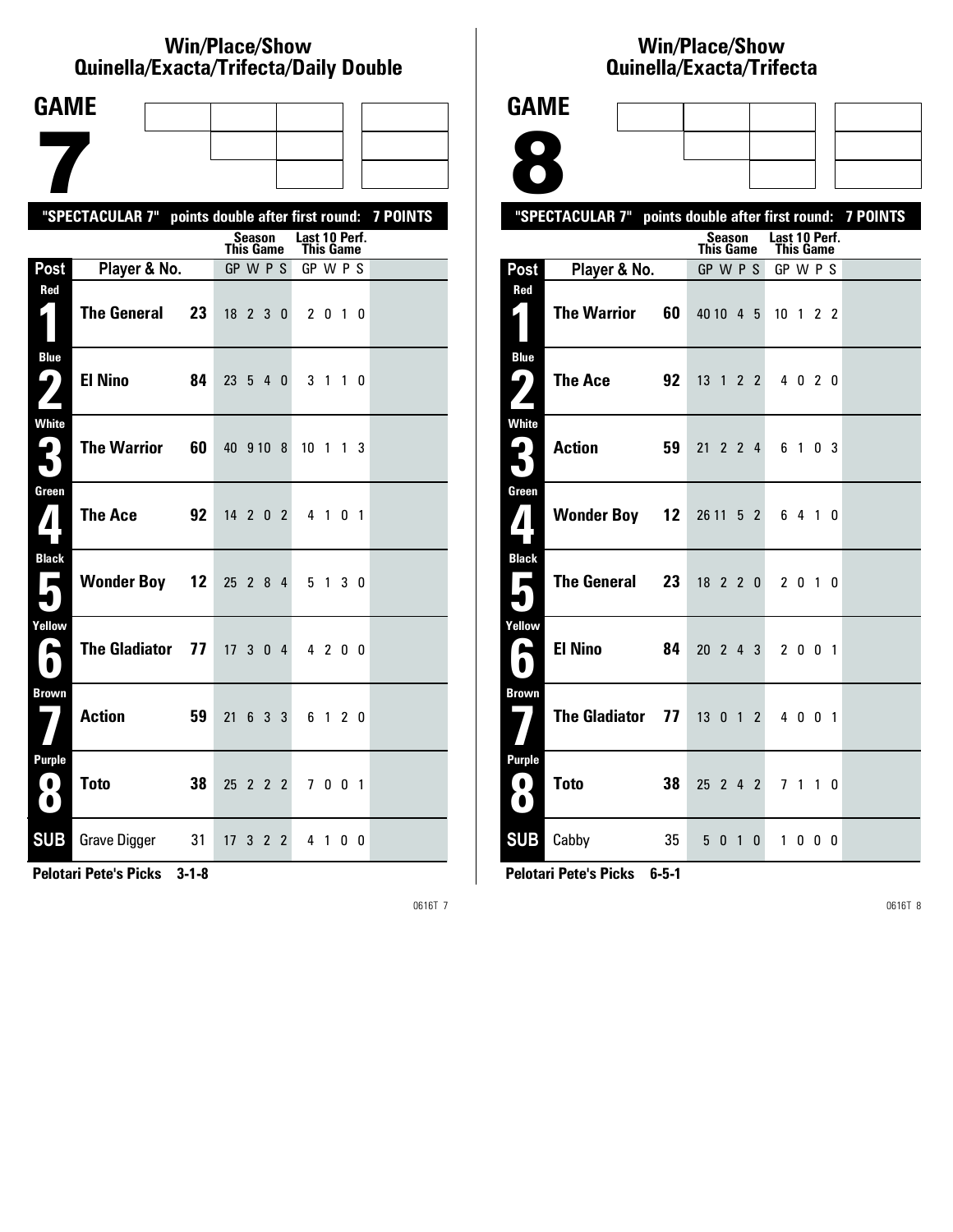# Win/Place/Show
# Quinella/Exacta/Trifecta/Daily Double

## GAME 7

"SPECTACULAR 7" points double after first round: 7 POINTS

| Post | Player & No. | | Season This Game GP W P S | Last 10 Perf. This Game GP W P S |
|---|---|---|---|---|
| Red 1 | The General | 23 | 18 2 3 0 | 2 0 1 0 |
| Blue 2 | El Nino | 84 | 23 5 4 0 | 3 1 1 0 |
| White 3 | The Warrior | 60 | 40 9 10 8 | 10 1 1 3 |
| Green 4 | The Ace | 92 | 14 2 0 2 | 4 1 0 1 |
| Black 5 | Wonder Boy | 12 | 25 2 8 4 | 5 1 3 0 |
| Yellow 6 | The Gladiator | 77 | 17 3 0 4 | 4 2 0 0 |
| Brown 7 | Action | 59 | 21 6 3 3 | 6 1 2 0 |
| Purple 8 | Toto | 38 | 25 2 2 2 | 7 0 0 1 |
| SUB | Grave Digger | 31 | 17 3 2 2 | 4 1 0 0 |

**Pelotari Pete's Picks 3-1-8**

# Win/Place/Show
# Quinella/Exacta/Trifecta

## GAME 8

"SPECTACULAR 7" points double after first round: 7 POINTS

| Post | Player & No. | | Season This Game GP W P S | Last 10 Perf. This Game GP W P S |
|---|---|---|---|---|
| Red 1 | The Warrior | 60 | 40 10 4 5 | 10 1 2 2 |
| Blue 2 | The Ace | 92 | 13 1 2 2 | 4 0 2 0 |
| White 3 | Action | 59 | 21 2 2 4 | 6 1 0 3 |
| Green 4 | Wonder Boy | 12 | 26 11 5 2 | 6 4 1 0 |
| Black 5 | The General | 23 | 18 2 2 0 | 2 0 1 0 |
| Yellow 6 | El Nino | 84 | 20 2 4 3 | 2 0 0 1 |
| Brown 7 | The Gladiator | 77 | 13 0 1 2 | 4 0 0 1 |
| Purple 8 | Toto | 38 | 25 2 4 2 | 7 1 1 0 |
| SUB | Cabby | 35 | 5 0 1 0 | 1 0 0 0 |

**Pelotari Pete's Picks 6-5-1**